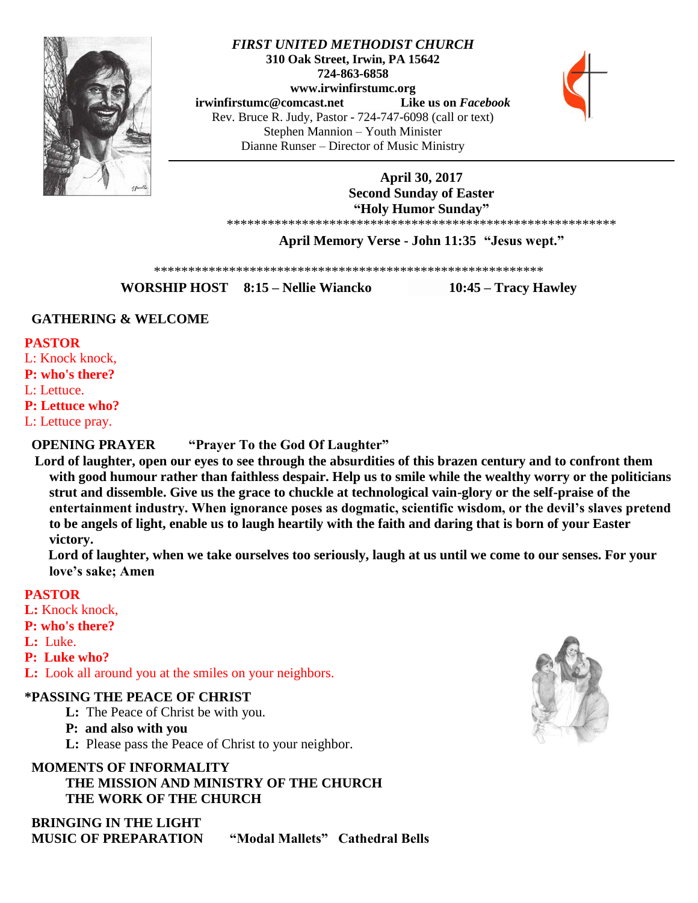*FIRST UNITED METHODIST CHURCH*
**310 Oak Street, Irwin, PA 15642**
**724-863-6858**
**www.irwinfirstumc.org**
**irwinfirstumc@comcast.net** **Like us on *Facebook***
Rev. Bruce R. Judy, Pastor - 724-747-6098 (call or text)
Stephen Mannion – Youth Minister
Dianne Runser – Director of Music Ministry

**April 30, 2017**
**Second Sunday of Easter**
**"Holy Humor Sunday"**

*****************************************************

**April Memory Verse - John 11:35 "Jesus wept."**

*****************************************************

**WORSHIP HOST 8:15 – Nellie Wiancko 10:45 – Tracy Hawley**

**GATHERING & WELCOME**

**PASTOR**
L: Knock knock,
**P: who's there?**
L: Lettuce.
**P: Lettuce who?**
L: Lettuce pray.

**OPENING PRAYER "Prayer To the God Of Laughter"**

**Lord of laughter, open our eyes to see through the absurdities of this brazen century and to confront them with good humour rather than faithless despair. Help us to smile while the wealthy worry or the politicians strut and dissemble. Give us the grace to chuckle at technological vain-glory or the self-praise of the entertainment industry. When ignorance poses as dogmatic, scientific wisdom, or the devil's slaves pretend to be angels of light, enable us to laugh heartily with the faith and daring that is born of your Easter victory.**

**Lord of laughter, when we take ourselves too seriously, laugh at us until we come to our senses. For your love's sake; Amen**

**PASTOR**
**L:** Knock knock,
**P: who's there?**
**L:** Luke.
**P: Luke who?**
**L:** Look all around you at the smiles on your neighbors.

**\*PASSING THE PEACE OF CHRIST**
**L:** The Peace of Christ be with you.
**P: and also with you**
**L:** Please pass the Peace of Christ to your neighbor.

**MOMENTS OF INFORMALITY**
**THE MISSION AND MINISTRY OF THE CHURCH**
**THE WORK OF THE CHURCH**

**BRINGING IN THE LIGHT**
**MUSIC OF PREPARATION "Modal Mallets" Cathedral Bells**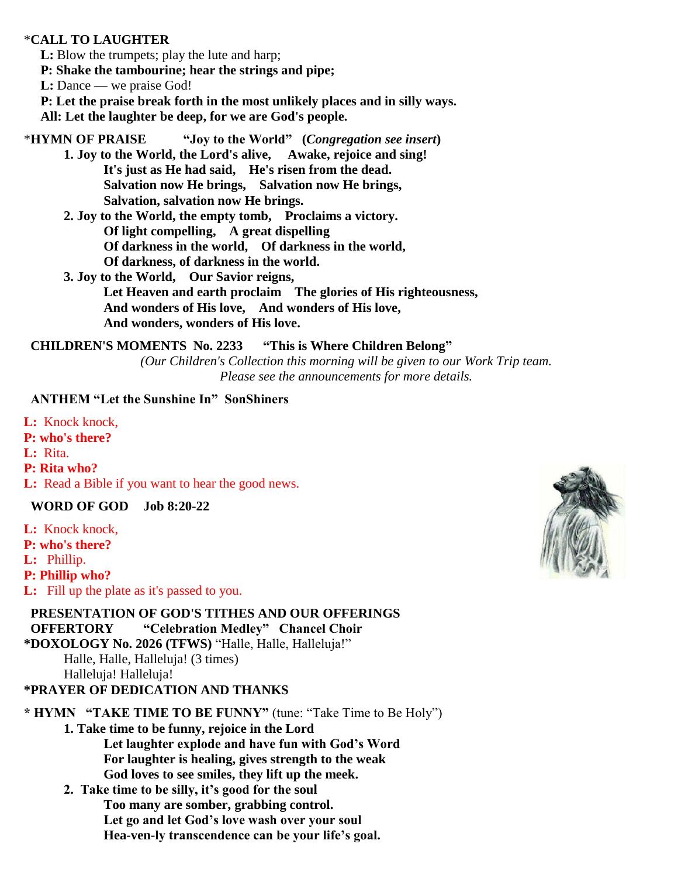*__CALL TO LAUGHTER__

**L:** Blow the trumpets; play the lute and harp;
**P: Shake the tambourine; hear the strings and pipe;**
**L:** Dance — we praise God!
**P: Let the praise break forth in the most unlikely places and in silly ways.**
**All: Let the laughter be deep, for we are God's people.**

*__HYMN OF PRAISE__ **"Joy to the World" (*Congregation see insert*)**

**1. Joy to the World, the Lord's alive, Awake, rejoice and sing!**
**It's just as He had said, He's risen from the dead.**
**Salvation now He brings, Salvation now He brings,**
**Salvation, salvation now He brings.**

**2. Joy to the World, the empty tomb, Proclaims a victory.**
**Of light compelling, A great dispelling**
**Of darkness in the world, Of darkness in the world,**
**Of darkness, of darkness in the world.**

**3. Joy to the World, Our Savior reigns,**
**Let Heaven and earth proclaim The glories of His righteousness,**
**And wonders of His love, And wonders of His love,**
**And wonders, wonders of His love.**

**CHILDREN'S MOMENTS No. 2233 "This is Where Children Belong"**
*(Our Children's Collection this morning will be given to our Work Trip team. Please see the announcements for more details.*

**ANTHEM "Let the Sunshine In" SonShiners**

**L:** Knock knock,
**P: who's there?**
**L:** Rita.
**P: Rita who?**
**L:** Read a Bible if you want to hear the good news.

**WORD OF GOD Job 8:20-22**

**L:** Knock knock,
**P: who's there?**
**L:** Phillip.
**P: Phillip who?**
**L:** Fill up the plate as it's passed to you.

**PRESENTATION OF GOD'S TITHES AND OUR OFFERINGS**
**OFFERTORY "Celebration Medley" Chancel Choir**
***DOXOLOGY No. 2026 (TFWS)** "Halle, Halle, Halleluja!"
Halle, Halle, Halleluja! (3 times)
Halleluja! Halleluja!
***PRAYER OF DEDICATION AND THANKS**

*** HYMN "TAKE TIME TO BE FUNNY"** (tune: "Take Time to Be Holy")

**1. Take time to be funny, rejoice in the Lord**
**Let laughter explode and have fun with God's Word**
**For laughter is healing, gives strength to the weak**
**God loves to see smiles, they lift up the meek.**

**2. Take time to be silly, it's good for the soul**
**Too many are somber, grabbing control.**
**Let go and let God's love wash over your soul**
**Hea-ven-ly transcendence can be your life's goal.**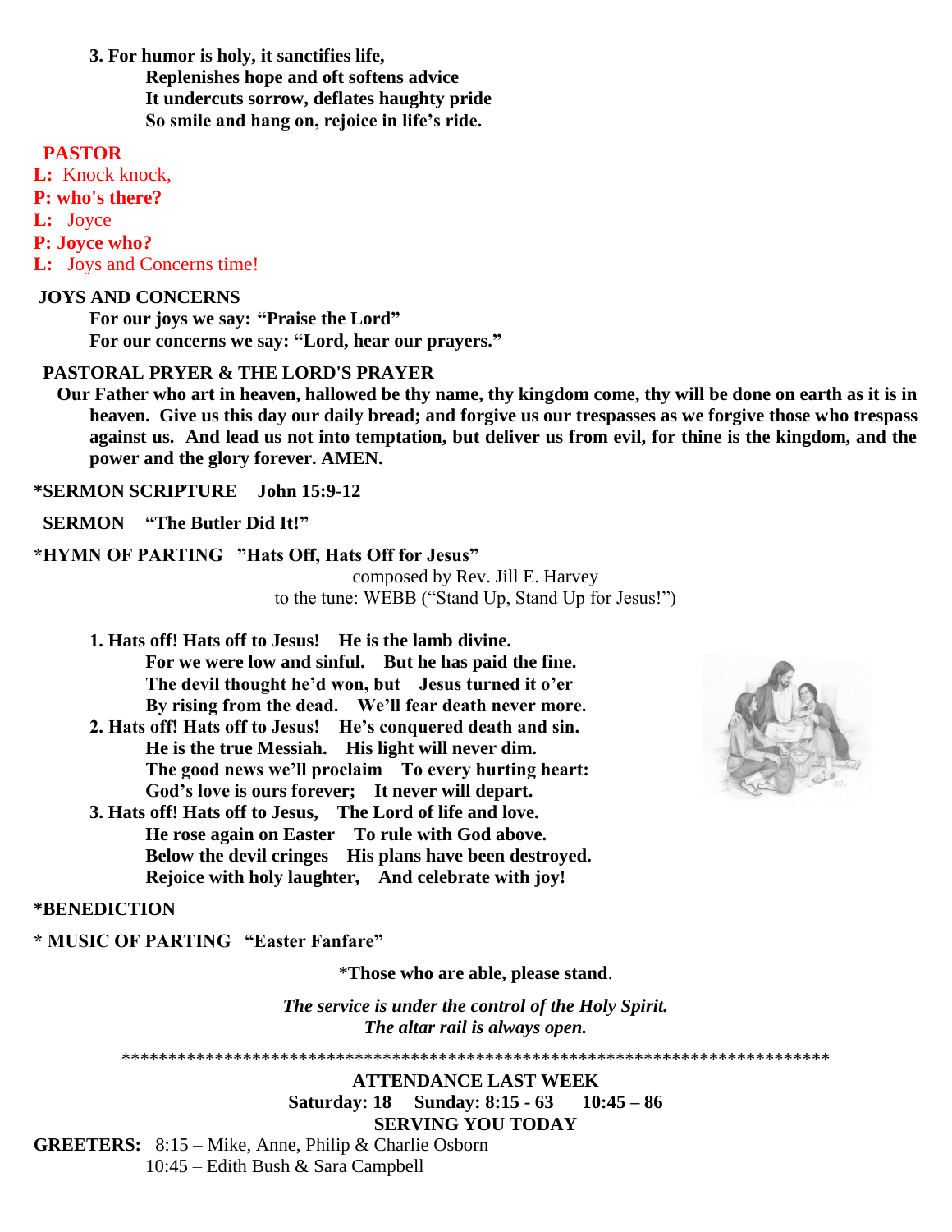**3. For humor is holy, it sanctifies life,**
**Replenishes hope and oft softens advice**
**It undercuts sorrow, deflates haughty pride**
**So smile and hang on, rejoice in life's ride.**

**PASTOR**

**L:** Knock knock,
**P: who's there?**
**L:** Joyce
**P: Joyce who?**
**L:** Joys and Concerns time!

**JOYS AND CONCERNS**

**For our joys we say: "Praise the Lord"**
**For our concerns we say: "Lord, hear our prayers."**

**PASTORAL PRYER & THE LORD'S PRAYER**

**Our Father who art in heaven, hallowed be thy name, thy kingdom come, thy will be done on earth as it is in heaven. Give us this day our daily bread; and forgive us our trespasses as we forgive those who trespass against us. And lead us not into temptation, but deliver us from evil, for thine is the kingdom, and the power and the glory forever. AMEN.**

**\*SERMON SCRIPTURE John 15:9-12**

**SERMON "The Butler Did It!"**

**\*HYMN OF PARTING "Hats Off, Hats Off for Jesus"**
composed by Rev. Jill E. Harvey
to the tune: WEBB ("Stand Up, Stand Up for Jesus!")

**1. Hats off! Hats off to Jesus! He is the lamb divine.**
**For we were low and sinful. But he has paid the fine.**
**The devil thought he'd won, but Jesus turned it o'er**
**By rising from the dead. We'll fear death never more.**

**2. Hats off! Hats off to Jesus! He's conquered death and sin.**
**He is the true Messiah. His light will never dim.**
**The good news we'll proclaim To every hurting heart:**
**God's love is ours forever; It never will depart.**

**3. Hats off! Hats off to Jesus, The Lord of life and love.**
**He rose again on Easter To rule with God above.**
**Below the devil cringes His plans have been destroyed.**
**Rejoice with holy laughter, And celebrate with joy!**

**\*BENEDICTION**

**\* MUSIC OF PARTING "Easter Fanfare"**

\***Those who are able, please stand**.

***The service is under the control of the Holy Spirit.***
***The altar rail is always open.***

\*\*\*\*\*\*\*\*\*\*\*\*\*\*\*\*\*\*\*\*\*\*\*\*\*\*\*\*\*\*\*\*\*\*\*\*\*\*\*\*\*\*\*\*\*\*\*\*\*\*\*\*\*\*\*\*\*\*\*\*\*\*\*\*\*\*\*\*\*\*\*\*\*\*\*\*\*

**ATTENDANCE LAST WEEK**
**Saturday: 18 Sunday: 8:15 - 63 10:45 – 86**

**SERVING YOU TODAY**

**GREETERS:** 8:15 – Mike, Anne, Philip & Charlie Osborn
10:45 – Edith Bush & Sara Campbell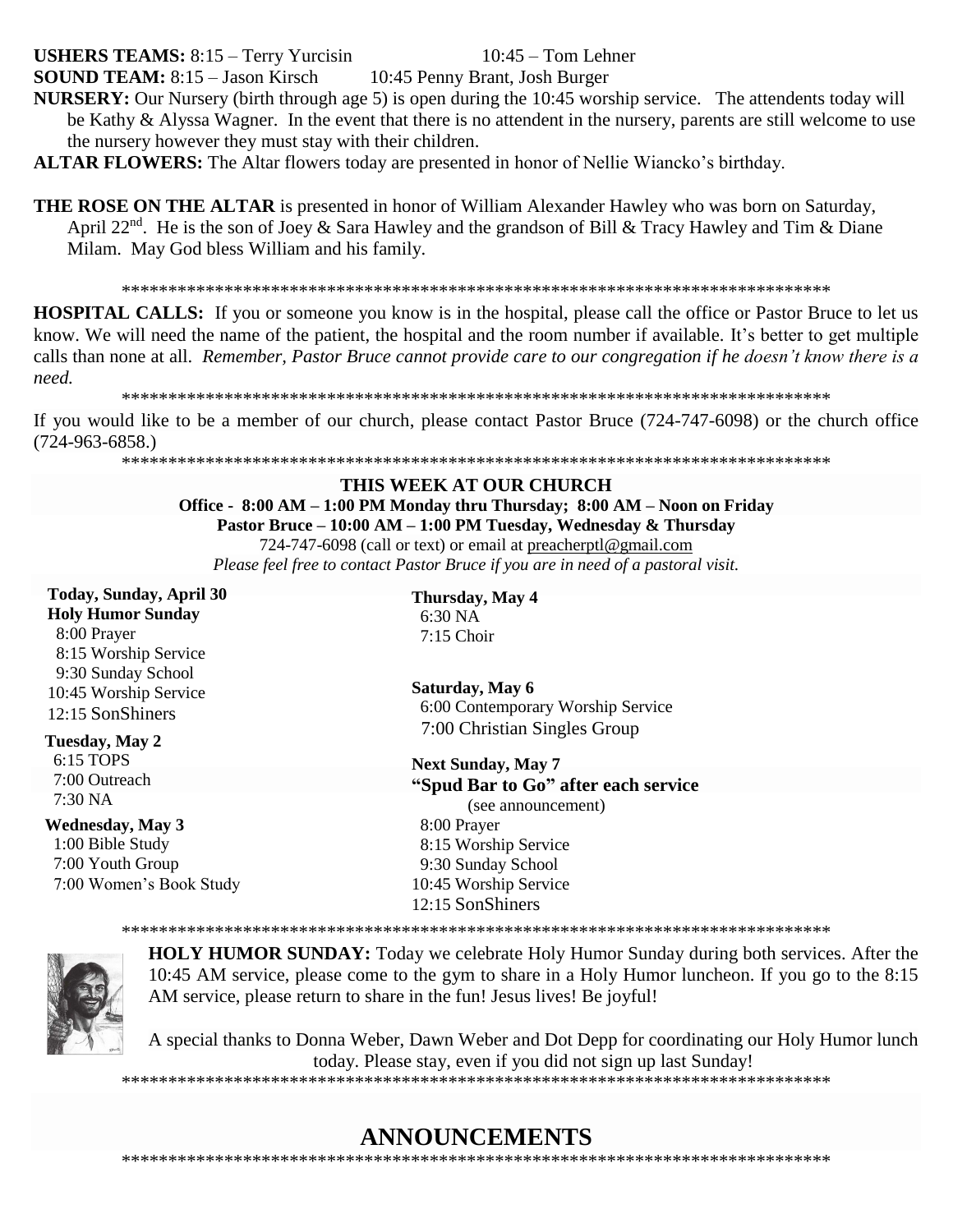**USHERS TEAMS:** 8:15 – Terry Yurcisin 10:45 – Tom Lehner

**SOUND TEAM:** 8:15 – Jason Kirsch 10:45 Penny Brant, Josh Burger

**NURSERY:** Our Nursery (birth through age 5) is open during the 10:45 worship service. The attendents today will be Kathy & Alyssa Wagner. In the event that there is no attendent in the nursery, parents are still welcome to use the nursery however they must stay with their children.

**ALTAR FLOWERS:** The Altar flowers today are presented in honor of Nellie Wiancko's birthday.

**THE ROSE ON THE ALTAR** is presented in honor of William Alexander Hawley who was born on Saturday, April 22nd. He is the son of Joey & Sara Hawley and the grandson of Bill & Tracy Hawley and Tim & Diane Milam. May God bless William and his family.

*******************************************************************************

**HOSPITAL CALLS:** If you or someone you know is in the hospital, please call the office or Pastor Bruce to let us know. We will need the name of the patient, the hospital and the room number if available. It's better to get multiple calls than none at all. *Remember, Pastor Bruce cannot provide care to our congregation if he doesn't know there is a need.*

*******************************************************************************

If you would like to be a member of our church, please contact Pastor Bruce (724-747-6098) or the church office (724-963-6858.)

*******************************************************************************

## THIS WEEK AT OUR CHURCH

**Office - 8:00 AM – 1:00 PM Monday thru Thursday; 8:00 AM – Noon on Friday**

**Pastor Bruce – 10:00 AM – 1:00 PM Tuesday, Wednesday & Thursday**

724-747-6098 (call or text) or email at preacherptl@gmail.com

*Please feel free to contact Pastor Bruce if you are in need of a pastoral visit.*

**Today, Sunday, April 30**
**Holy Humor Sunday**
8:00 Prayer
8:15 Worship Service
9:30 Sunday School
10:45 Worship Service
12:15 SonShiners

**Tuesday, May 2**
6:15 TOPS
7:00 Outreach
7:30 NA

**Wednesday, May 3**
1:00 Bible Study
7:00 Youth Group
7:00 Women's Book Study

**Thursday, May 4**
6:30 NA
7:15 Choir

**Saturday, May 6**
6:00 Contemporary Worship Service
7:00 Christian Singles Group

**Next Sunday, May 7**
**"Spud Bar to Go" after each service**
(see announcement)
8:00 Prayer
8:15 Worship Service
9:30 Sunday School
10:45 Worship Service
12:15 SonShiners

*******************************************************************************

**HOLY HUMOR SUNDAY:** Today we celebrate Holy Humor Sunday during both services. After the 10:45 AM service, please come to the gym to share in a Holy Humor luncheon. If you go to the 8:15 AM service, please return to share in the fun! Jesus lives! Be joyful!

A special thanks to Donna Weber, Dawn Weber and Dot Depp for coordinating our Holy Humor lunch today. Please stay, even if you did not sign up last Sunday!

*******************************************************************************

# ANNOUNCEMENTS

*******************************************************************************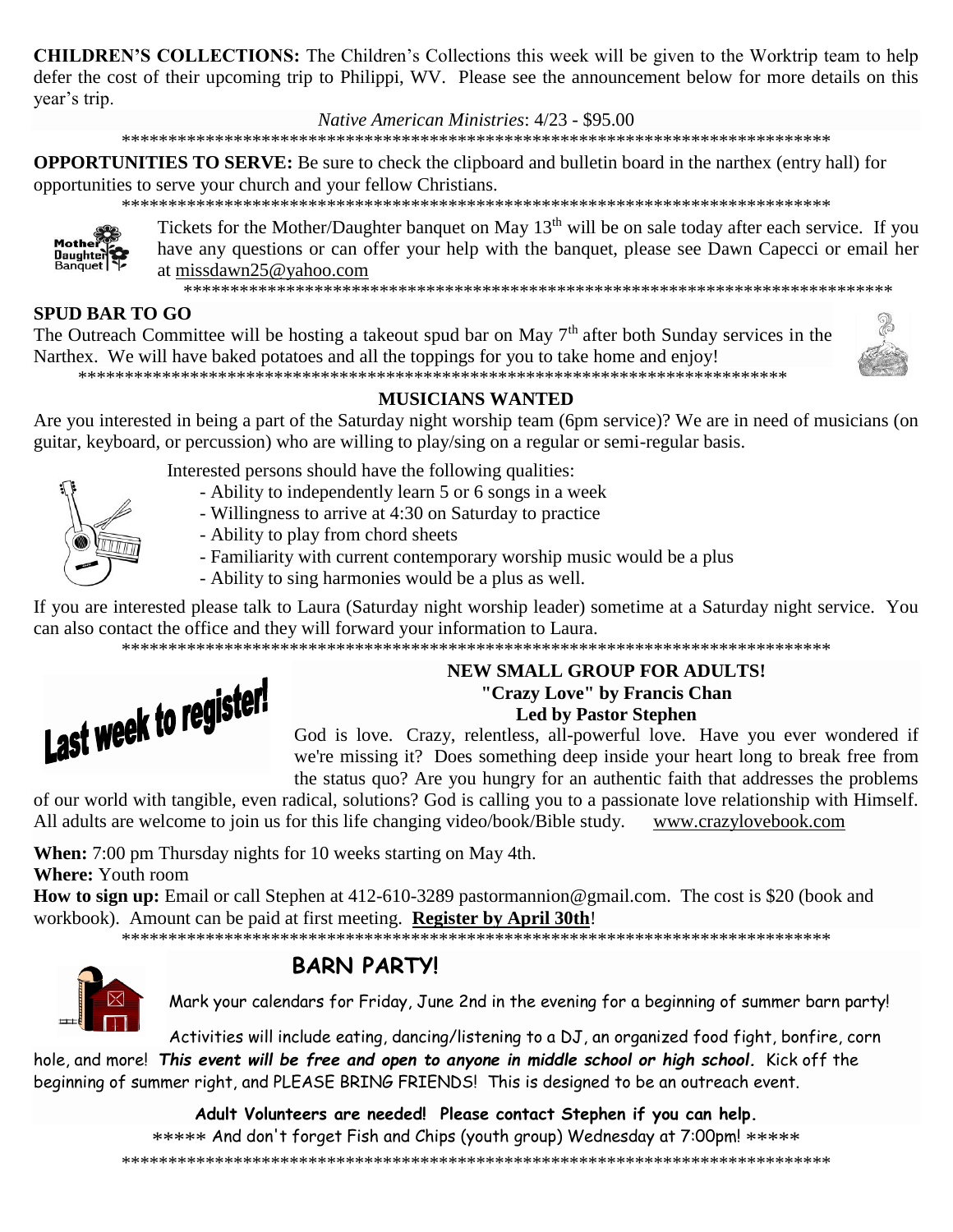**CHILDREN'S COLLECTIONS:** The Children's Collections this week will be given to the Worktrip team to help defer the cost of their upcoming trip to Philippi, WV. Please see the announcement below for more details on this year's trip.

*Native American Ministries*: 4/23 - $95.00

\*\*\*\*\*\*\*\*\*\*\*\*\*\*\*\*\*\*\*\*\*\*\*\*\*\*\*\*\*\*\*\*\*\*\*\*\*\*\*\*\*\*\*\*\*\*\*\*\*\*\*\*\*\*\*\*\*\*\*\*\*\*\*\*\*\*\*\*\*\*\*\*\*\*\*\*\*\*

**OPPORTUNITIES TO SERVE:** Be sure to check the clipboard and bulletin board in the narthex (entry hall) for opportunities to serve your church and your fellow Christians.

\*\*\*\*\*\*\*\*\*\*\*\*\*\*\*\*\*\*\*\*\*\*\*\*\*\*\*\*\*\*\*\*\*\*\*\*\*\*\*\*\*\*\*\*\*\*\*\*\*\*\*\*\*\*\*\*\*\*\*\*\*\*\*\*\*\*\*\*\*\*\*\*\*\*\*\*\*\*

Mother Daughter Banquet

Tickets for the Mother/Daughter banquet on May 13th will be on sale today after each service. If you have any questions or can offer your help with the banquet, please see Dawn Capecci or email her at missdawn25@yahoo.com

\*\*\*\*\*\*\*\*\*\*\*\*\*\*\*\*\*\*\*\*\*\*\*\*\*\*\*\*\*\*\*\*\*\*\*\*\*\*\*\*\*\*\*\*\*\*\*\*\*\*\*\*\*\*\*\*\*\*\*\*\*\*\*\*\*\*\*\*\*\*\*\*\*\*\*\*\*\*

## SPUD BAR TO GO

The Outreach Committee will be hosting a takeout spud bar on May 7th after both Sunday services in the Narthex. We will have baked potatoes and all the toppings for you to take home and enjoy!

\*\*\*\*\*\*\*\*\*\*\*\*\*\*\*\*\*\*\*\*\*\*\*\*\*\*\*\*\*\*\*\*\*\*\*\*\*\*\*\*\*\*\*\*\*\*\*\*\*\*\*\*\*\*\*\*\*\*\*\*\*\*\*\*\*\*\*\*\*\*\*\*\*\*\*\*\*\*

## MUSICIANS WANTED

Are you interested in being a part of the Saturday night worship team (6pm service)? We are in need of musicians (on guitar, keyboard, or percussion) who are willing to play/sing on a regular or semi-regular basis.

Interested persons should have the following qualities:

- Ability to independently learn 5 or 6 songs in a week
- Willingness to arrive at 4:30 on Saturday to practice
- Ability to play from chord sheets
- Familiarity with current contemporary worship music would be a plus
- Ability to sing harmonies would be a plus as well.

If you are interested please talk to Laura (Saturday night worship leader) sometime at a Saturday night service. You can also contact the office and they will forward your information to Laura.

\*\*\*\*\*\*\*\*\*\*\*\*\*\*\*\*\*\*\*\*\*\*\*\*\*\*\*\*\*\*\*\*\*\*\*\*\*\*\*\*\*\*\*\*\*\*\*\*\*\*\*\*\*\*\*\*\*\*\*\*\*\*\*\*\*\*\*\*\*\*\*\*\*\*\*\*\*\*

**Last week to register!**

## NEW SMALL GROUP FOR ADULTS!
### "Crazy Love" by Francis Chan
### Led by Pastor Stephen

God is love. Crazy, relentless, all-powerful love. Have you ever wondered if we're missing it? Does something deep inside your heart long to break free from the status quo? Are you hungry for an authentic faith that addresses the problems of our world with tangible, even radical, solutions? God is calling you to a passionate love relationship with Himself. All adults are welcome to join us for this life changing video/book/Bible study. www.crazylovebook.com

**When:** 7:00 pm Thursday nights for 10 weeks starting on May 4th.
**Where:** Youth room
**How to sign up:** Email or call Stephen at 412-610-3289 pastormannion@gmail.com. The cost is $20 (book and workbook). Amount can be paid at first meeting. **Register by April 30th**!

\*\*\*\*\*\*\*\*\*\*\*\*\*\*\*\*\*\*\*\*\*\*\*\*\*\*\*\*\*\*\*\*\*\*\*\*\*\*\*\*\*\*\*\*\*\*\*\*\*\*\*\*\*\*\*\*\*\*\*\*\*\*\*\*\*\*\*\*\*\*\*\*\*\*\*\*\*\*

## BARN PARTY!

Mark your calendars for Friday, June 2nd in the evening for a beginning of summer barn party!

Activities will include eating, dancing/listening to a DJ, an organized food fight, bonfire, corn hole, and more! ***This event will be free and open to anyone in middle school or high school.*** Kick off the beginning of summer right, and PLEASE BRING FRIENDS! This is designed to be an outreach event.

**Adult Volunteers are needed! Please contact Stephen if you can help.**

\*\*\*\*\* And don't forget Fish and Chips (youth group) Wednesday at 7:00pm! \*\*\*\*\*

\*\*\*\*\*\*\*\*\*\*\*\*\*\*\*\*\*\*\*\*\*\*\*\*\*\*\*\*\*\*\*\*\*\*\*\*\*\*\*\*\*\*\*\*\*\*\*\*\*\*\*\*\*\*\*\*\*\*\*\*\*\*\*\*\*\*\*\*\*\*\*\*\*\*\*\*\*\*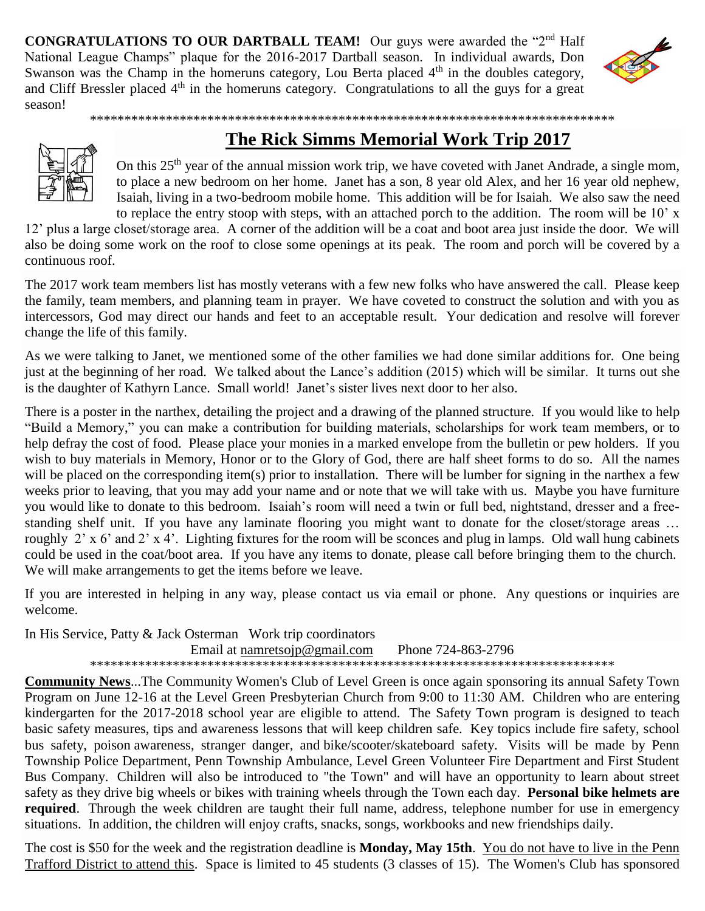**CONGRATULATIONS TO OUR DARTBALL TEAM!** Our guys were awarded the "2nd Half National League Champs" plaque for the 2016-2017 Dartball season. In individual awards, Don Swanson was the Champ in the homeruns category, Lou Berta placed 4th in the doubles category, and Cliff Bressler placed 4th in the homeruns category. Congratulations to all the guys for a great season!

\*\*\*\*\*\*\*\*\*\*\*\*\*\*\*\*\*\*\*\*\*\*\*\*\*\*\*\*\*\*\*\*\*\*\*\*\*\*\*\*\*\*\*\*\*\*\*\*\*\*\*\*\*\*\*\*\*\*\*\*\*\*\*\*\*\*\*\*\*\*\*\*\*\*\*\*\*\*

## The Rick Simms Memorial Work Trip 2017

On this 25th year of the annual mission work trip, we have coveted with Janet Andrade, a single mom, to place a new bedroom on her home. Janet has a son, 8 year old Alex, and her 16 year old nephew, Isaiah, living in a two-bedroom mobile home. This addition will be for Isaiah. We also saw the need to replace the entry stoop with steps, with an attached porch to the addition. The room will be 10' x 12' plus a large closet/storage area. A corner of the addition will be a coat and boot area just inside the door. We will also be doing some work on the roof to close some openings at its peak. The room and porch will be covered by a continuous roof.

The 2017 work team members list has mostly veterans with a few new folks who have answered the call. Please keep the family, team members, and planning team in prayer. We have coveted to construct the solution and with you as intercessors, God may direct our hands and feet to an acceptable result. Your dedication and resolve will forever change the life of this family.

As we were talking to Janet, we mentioned some of the other families we had done similar additions for. One being just at the beginning of her road. We talked about the Lance's addition (2015) which will be similar. It turns out she is the daughter of Kathyrn Lance. Small world! Janet's sister lives next door to her also.

There is a poster in the narthex, detailing the project and a drawing of the planned structure. If you would like to help "Build a Memory," you can make a contribution for building materials, scholarships for work team members, or to help defray the cost of food. Please place your monies in a marked envelope from the bulletin or pew holders. If you wish to buy materials in Memory, Honor or to the Glory of God, there are half sheet forms to do so. All the names will be placed on the corresponding item(s) prior to installation. There will be lumber for signing in the narthex a few weeks prior to leaving, that you may add your name and or note that we will take with us. Maybe you have furniture you would like to donate to this bedroom. Isaiah's room will need a twin or full bed, nightstand, dresser and a free-standing shelf unit. If you have any laminate flooring you might want to donate for the closet/storage areas … roughly 2' x 6' and 2' x 4'. Lighting fixtures for the room will be sconces and plug in lamps. Old wall hung cabinets could be used in the coat/boot area. If you have any items to donate, please call before bringing them to the church. We will make arrangements to get the items before we leave.

If you are interested in helping in any way, please contact us via email or phone. Any questions or inquiries are welcome.

In His Service, Patty & Jack Osterman Work trip coordinators
Email at namretsojp@gmail.com Phone 724-863-2796

\*\*\*\*\*\*\*\*\*\*\*\*\*\*\*\*\*\*\*\*\*\*\*\*\*\*\*\*\*\*\*\*\*\*\*\*\*\*\*\*\*\*\*\*\*\*\*\*\*\*\*\*\*\*\*\*\*\*\*\*\*\*\*\*\*\*\*\*\*\*\*\*\*\*\*\*\*\*

**Community News**...The Community Women's Club of Level Green is once again sponsoring its annual Safety Town Program on June 12-16 at the Level Green Presbyterian Church from 9:00 to 11:30 AM. Children who are entering kindergarten for the 2017-2018 school year are eligible to attend. The Safety Town program is designed to teach basic safety measures, tips and awareness lessons that will keep children safe. Key topics include fire safety, school bus safety, poison awareness, stranger danger, and bike/scooter/skateboard safety. Visits will be made by Penn Township Police Department, Penn Township Ambulance, Level Green Volunteer Fire Department and First Student Bus Company. Children will also be introduced to "the Town" and will have an opportunity to learn about street safety as they drive big wheels or bikes with training wheels through the Town each day. **Personal bike helmets are required**. Through the week children are taught their full name, address, telephone number for use in emergency situations. In addition, the children will enjoy crafts, snacks, songs, workbooks and new friendships daily.

The cost is $50 for the week and the registration deadline is **Monday, May 15th**. You do not have to live in the Penn Trafford District to attend this. Space is limited to 45 students (3 classes of 15). The Women's Club has sponsored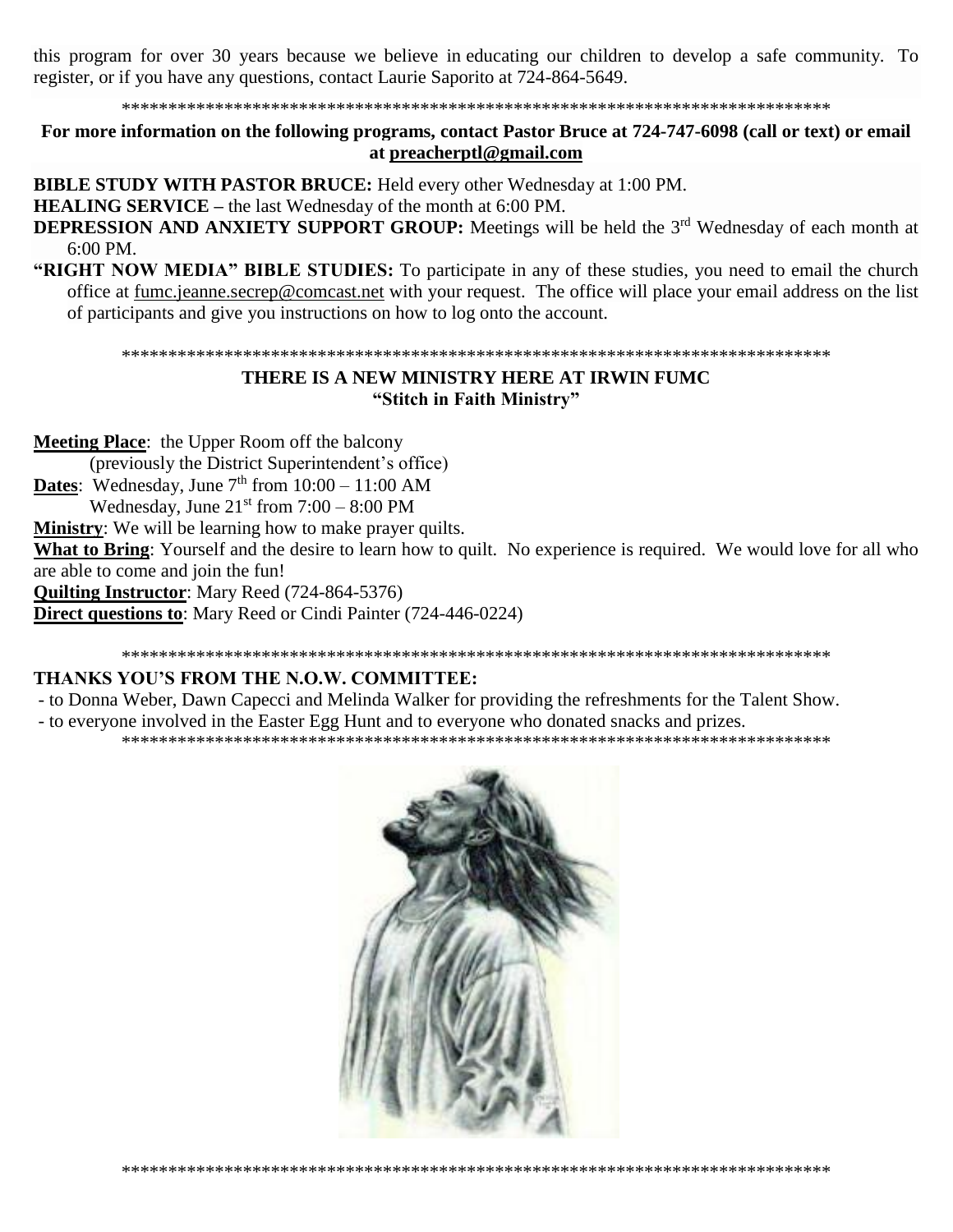this program for over 30 years because we believe in educating our children to develop a safe community. To register, or if you have any questions, contact Laurie Saporito at 724-864-5649.

*******************************************************************************

**For more information on the following programs, contact Pastor Bruce at 724-747-6098 (call or text) or email at preacherptl@gmail.com**

**BIBLE STUDY WITH PASTOR BRUCE:** Held every other Wednesday at 1:00 PM.

**HEALING SERVICE –** the last Wednesday of the month at 6:00 PM.

**DEPRESSION AND ANXIETY SUPPORT GROUP:** Meetings will be held the 3rd Wednesday of each month at 6:00 PM.

**"RIGHT NOW MEDIA" BIBLE STUDIES:** To participate in any of these studies, you need to email the church office at fumc.jeanne.secrep@comcast.net with your request. The office will place your email address on the list of participants and give you instructions on how to log onto the account.

*******************************************************************************

**THERE IS A NEW MINISTRY HERE AT IRWIN FUMC**
**"Stitch in Faith Ministry"**

**Meeting Place**: the Upper Room off the balcony
(previously the District Superintendent's office)

**Dates**: Wednesday, June 7th from 10:00 – 11:00 AM
Wednesday, June 21st from 7:00 – 8:00 PM

**Ministry**: We will be learning how to make prayer quilts.

**What to Bring**: Yourself and the desire to learn how to quilt. No experience is required. We would love for all who are able to come and join the fun!

**Quilting Instructor**: Mary Reed (724-864-5376)

**Direct questions to**: Mary Reed or Cindi Painter (724-446-0224)

*******************************************************************************

**THANKS YOU'S FROM THE N.O.W. COMMITTEE:**

- to Donna Weber, Dawn Capecci and Melinda Walker for providing the refreshments for the Talent Show.
- to everyone involved in the Easter Egg Hunt and to everyone who donated snacks and prizes.

*******************************************************************************

*******************************************************************************